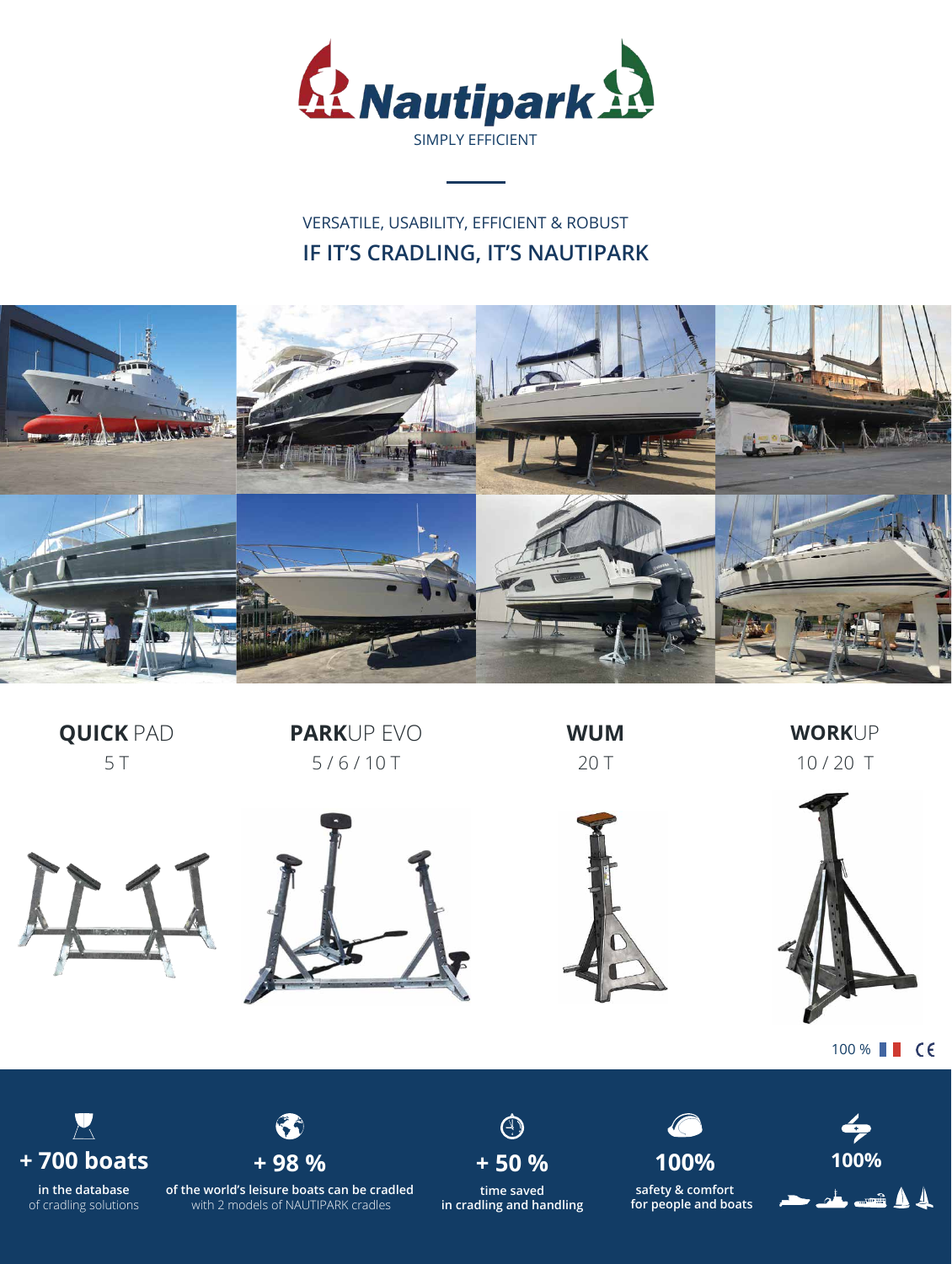# Nautipark

SIMPLY EFFICIENT

VERSATILE, USABILITY, EFFICIENT & ROBUST

## IF IT'S CRADLING, IT'S NAUTIPARK

**QUICK** PAD
5 T

**PARK**UP EVO
5 / 6 / 10 T

**WUM**
20 T

**WORK**UP
10 / 20 T

100 % CE

**+ 700 boats**
**in the database**
of cradling solutions

**+ 98 %**
**of the world's leisure boats can be cradled**
with 2 models of NAUTIPARK cradles

**+ 50 %**
time saved
**in cradling and handling**

**100%**
safety & comfort
**for people and boats**

**100%**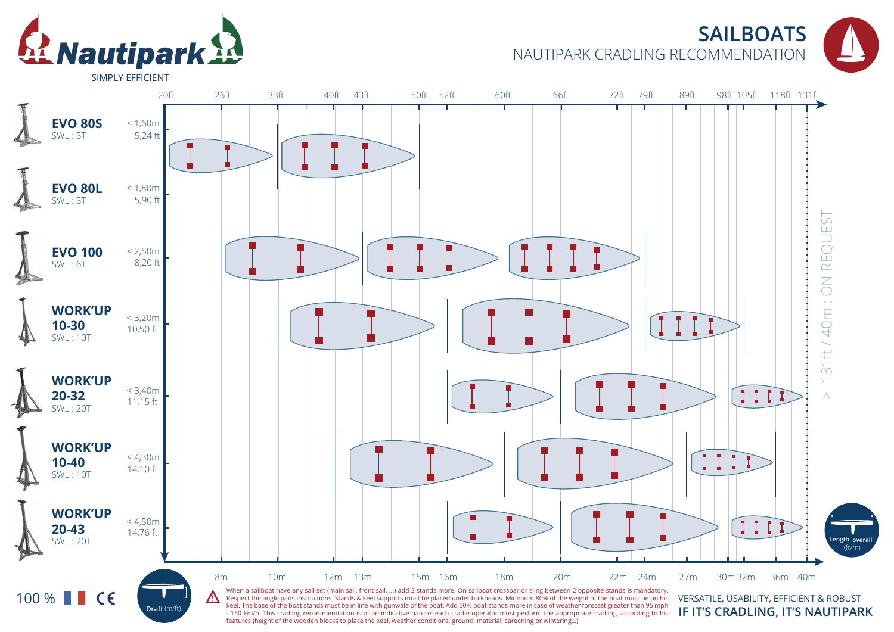# Nautipark

SIMPLY EFFICIENT

## SAILBOATS

NAUTIPARK CRADLING RECOMMENDATION

Length overall (ft): 20ft, 26ft, 33ft, 40ft, 43ft, 50ft, 52ft, 60ft, 66ft, 72ft, 79ft, 89ft, 98ft, 105ft, 118ft, 131ft

Length overall (m): 8m, 10m, 12m, 13m, 15m, 16m, 18m, 20m, 22m, 24m, 27m, 30m, 32m, 36m, 40m

| Stand | SWL | Draft |
|---|---|---|
| EVO 80S | SWL : 5T | < 1,60m / 5,24 ft |
| EVO 80L | SWL : 5T | < 1,80m / 5,90 ft |
| EVO 100 | SWL : 6T | < 2,50m / 8,20 ft |
| WORK'UP 10-30 | SWL : 10T | < 3,20m / 10,50 ft |
| WORK'UP 20-32 | SWL : 20T | < 3,40m / 11,15 ft |
| WORK'UP 10-40 | SWL : 10T | < 4,30m / 14,10 ft |
| WORK'UP 20-43 | SWL : 20T | < 4,50m / 14,76 ft |

> 131ft / 40m : ON REQUEST

Draft (m/ft)

Length overall (ft/m)

100 % CE

When a sailboat have any sail set (main sail, front sail, ...) add 2 stands more. On sailboat crossbar or sling between 2 opposite stands is mandatory. Respect the angle pads instructions. Stands & keel supports must be placed under bulkheads. Minimum 80% of the weight of the boat must be on his keel. The base of the boat stands must be in line with gunwale of the boat. Add 50% boat stands more in case of weather forecast greater than 95 mph - 150 km/h. This cradling recommendation is of an indicative nature: each cradle operator must perform the appropriate cradling, according to his features (height of the wooden blocks to place the keel, weather conditions, ground, material, careening or wintering...)

VERSATILE, USABILITY, EFFICIENT & ROBUST

**IF IT'S CRADLING, IT'S NAUTIPARK**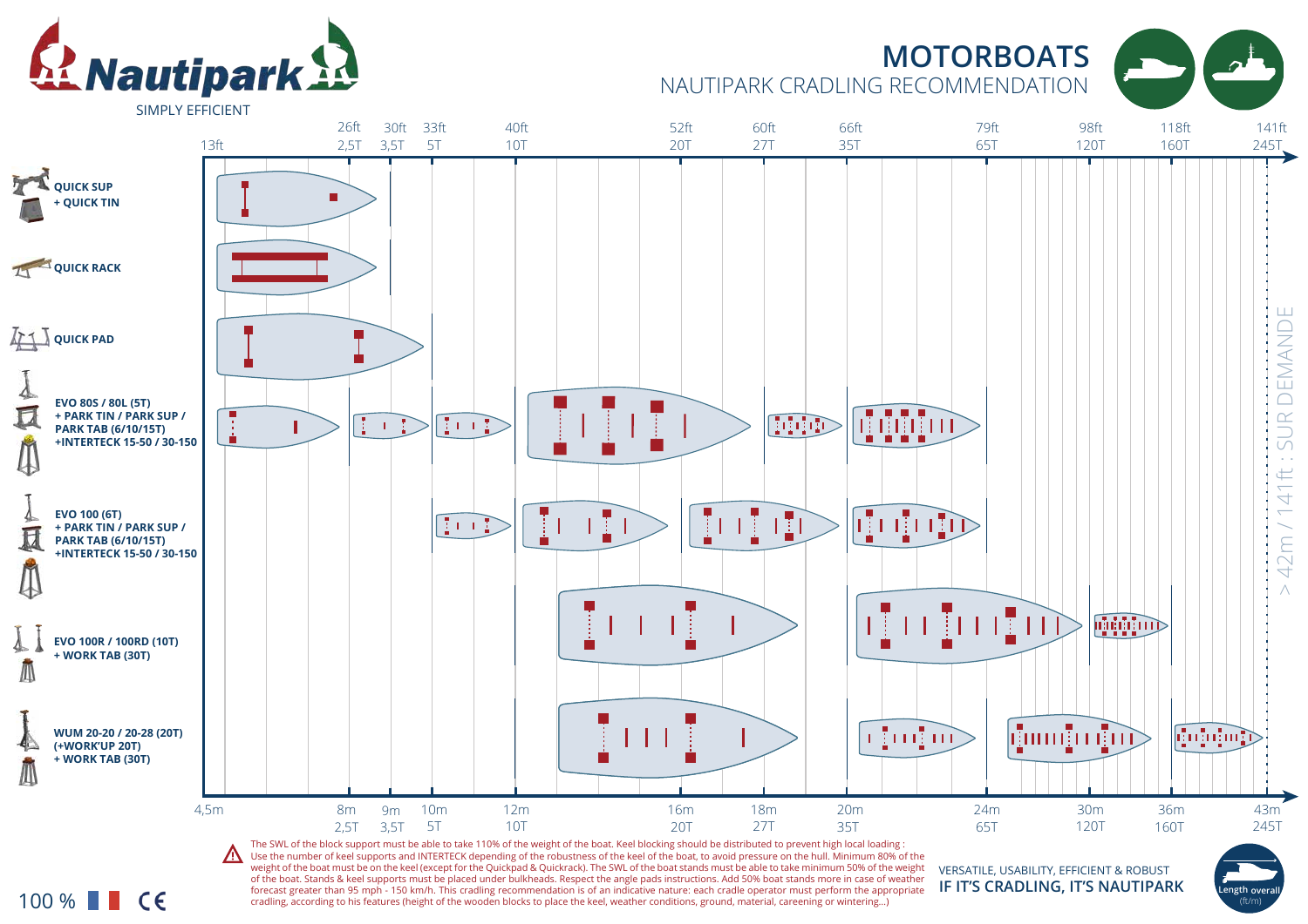# MOTOTBOATS

NAUTIPARK CRADLING RECOMMENDATION

Nautipark

SIMPLY EFFICIENT

13ft 26ft 2,5T 30ft 3,5T 33ft 5T 40ft 10T 52ft 20T 60ft 27T 66ft 35T 79ft 65T 98ft 120T 118ft 160T 141ft 245T

**QUICK SUP + QUICK TIN**

**QUICK RACK**

**QUICK PAD**

**EVO 80S / 80L (5T) + PARK TIN / PARK SUP / PARK TAB (6/10/15T) +INTERTECK 15-50 / 30-150**

**EVO 100 (6T) + PARK TIN / PARK SUP / PARK TAB (6/10/15T) +INTERTECK 15-50 / 30-150**

**EVO 100R / 100RD (10T) + WORK TAB (30T)**

**WUM 20-20 / 20-28 (20T) (+WORK'UP 20T) + WORK TAB (30T)**

> 42m / 141ft : SUR DEMANDE

4,5m 8m 2,5T 9m 3,5T 10m 5T 12m 10T 16m 20T 18m 27T 20m 35T 24m 65T 30m 120T 36m 160T 43m 245T

The SWL of the block support must be able to take 110% of the weight of the boat. Keel blocking should be distributed to prevent high local loading : Use the number of keel supports and INTERTECK depending of the robustness of the keel of the boat, to avoid pressure on the hull. Minimum 80% of the weight of the boat must be on the keel (except for the Quickpad & Quickrack). The SWL of the boat stands must be able to take minimum 50% of the weight of the boat. Stands & keel supports must be placed under bulkheads. Respect the angle pads instructions. Add 50% boat stands more in case of weather forecast greater than 95 mph - 150 km/h. This cradling recommendation is of an indicative nature: each cradle operator must perform the appropriate cradling, according to his features (height of the wooden blocks to place the keel, weather conditions, ground, material, careening or wintering...)

VERSATILE, USABILITY, EFFICIENT & ROBUST

**IF IT'S CRADLING, IT'S NAUTIPARK**

Length overall (ft/m)

100 %